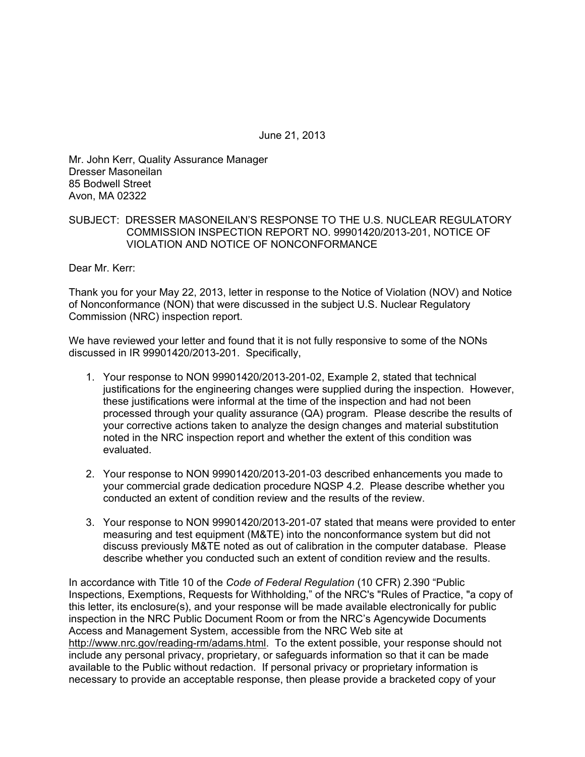June 21, 2013

Mr. John Kerr, Quality Assurance Manager
Dresser Masoneilan
85 Bodwell Street
Avon, MA 02322

SUBJECT: DRESSER MASONEILAN'S RESPONSE TO THE U.S. NUCLEAR REGULATORY COMMISSION INSPECTION REPORT NO. 99901420/2013-201, NOTICE OF VIOLATION AND NOTICE OF NONCONFORMANCE

Dear Mr. Kerr:

Thank you for your May 22, 2013, letter in response to the Notice of Violation (NOV) and Notice of Nonconformance (NON) that were discussed in the subject U.S. Nuclear Regulatory Commission (NRC) inspection report.

We have reviewed your letter and found that it is not fully responsive to some of the NONs discussed in IR 99901420/2013-201. Specifically,

1. Your response to NON 99901420/2013-201-02, Example 2, stated that technical justifications for the engineering changes were supplied during the inspection. However, these justifications were informal at the time of the inspection and had not been processed through your quality assurance (QA) program. Please describe the results of your corrective actions taken to analyze the design changes and material substitution noted in the NRC inspection report and whether the extent of this condition was evaluated.

2. Your response to NON 99901420/2013-201-03 described enhancements you made to your commercial grade dedication procedure NQSP 4.2. Please describe whether you conducted an extent of condition review and the results of the review.

3. Your response to NON 99901420/2013-201-07 stated that means were provided to enter measuring and test equipment (M&TE) into the nonconformance system but did not discuss previously M&TE noted as out of calibration in the computer database. Please describe whether you conducted such an extent of condition review and the results.

In accordance with Title 10 of the *Code of Federal Regulation* (10 CFR) 2.390 "Public Inspections, Exemptions, Requests for Withholding," of the NRC's "Rules of Practice, "a copy of this letter, its enclosure(s), and your response will be made available electronically for public inspection in the NRC Public Document Room or from the NRC's Agencywide Documents Access and Management System, accessible from the NRC Web site at http://www.nrc.gov/reading-rm/adams.html. To the extent possible, your response should not include any personal privacy, proprietary, or safeguards information so that it can be made available to the Public without redaction. If personal privacy or proprietary information is necessary to provide an acceptable response, then please provide a bracketed copy of your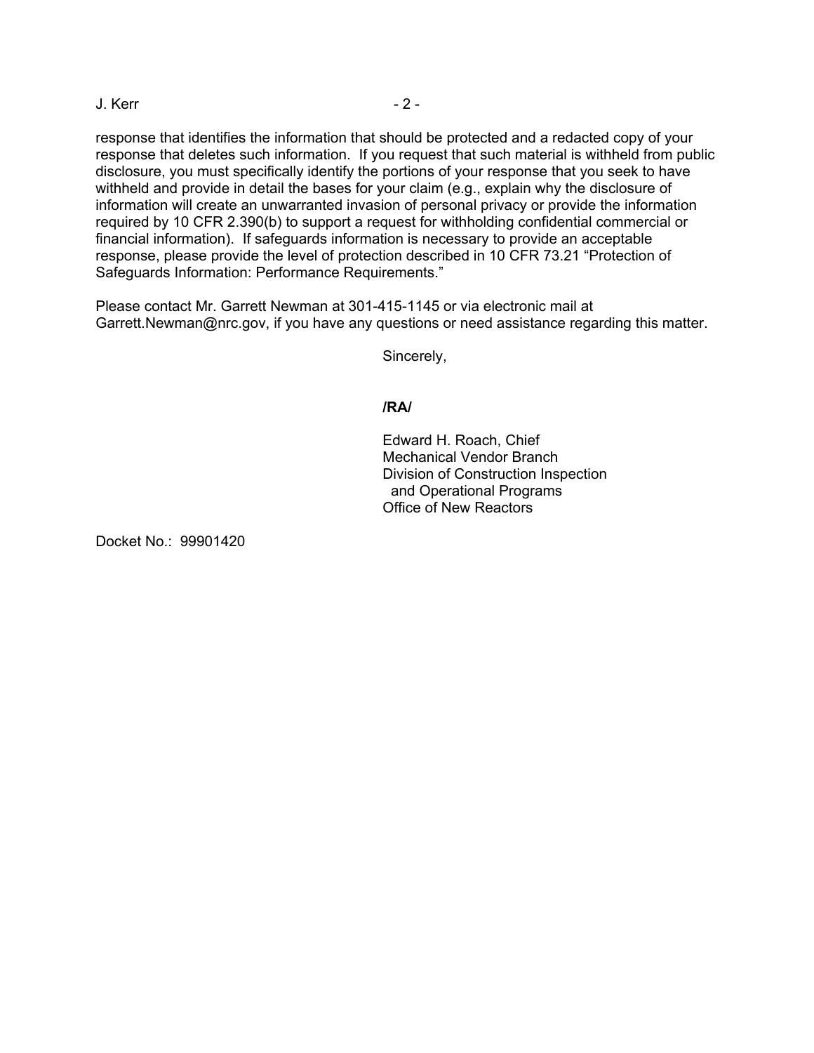response that identifies the information that should be protected and a redacted copy of your response that deletes such information. If you request that such material is withheld from public disclosure, you must specifically identify the portions of your response that you seek to have withheld and provide in detail the bases for your claim (e.g., explain why the disclosure of information will create an unwarranted invasion of personal privacy or provide the information required by 10 CFR 2.390(b) to support a request for withholding confidential commercial or financial information). If safeguards information is necessary to provide an acceptable response, please provide the level of protection described in 10 CFR 73.21 "Protection of Safeguards Information: Performance Requirements."

Please contact Mr. Garrett Newman at 301-415-1145 or via electronic mail at Garrett.Newman@nrc.gov, if you have any questions or need assistance regarding this matter.

Sincerely,

**/RA/**

Edward H. Roach, Chief
Mechanical Vendor Branch
Division of Construction Inspection
and Operational Programs
Office of New Reactors

Docket No.: 99901420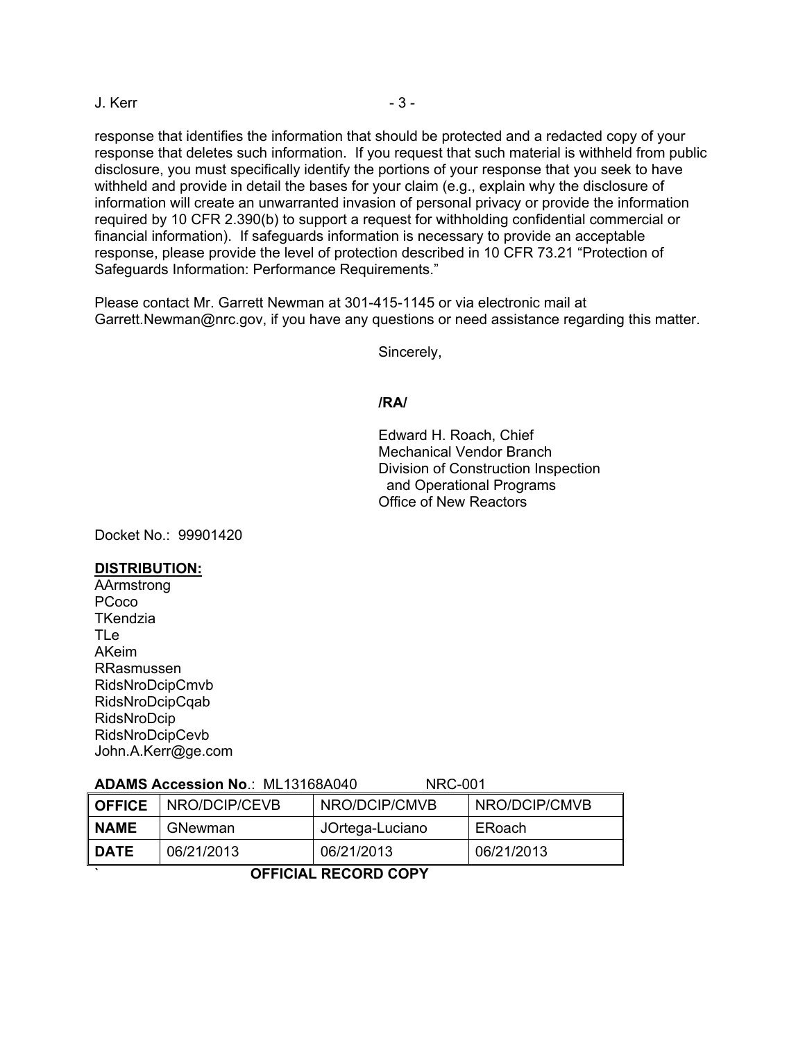response that identifies the information that should be protected and a redacted copy of your response that deletes such information. If you request that such material is withheld from public disclosure, you must specifically identify the portions of your response that you seek to have withheld and provide in detail the bases for your claim (e.g., explain why the disclosure of information will create an unwarranted invasion of personal privacy or provide the information required by 10 CFR 2.390(b) to support a request for withholding confidential commercial or financial information). If safeguards information is necessary to provide an acceptable response, please provide the level of protection described in 10 CFR 73.21 "Protection of Safeguards Information: Performance Requirements."

Please contact Mr. Garrett Newman at 301-415-1145 or via electronic mail at Garrett.Newman@nrc.gov, if you have any questions or need assistance regarding this matter.

Sincerely,

**/RA/**

Edward H. Roach, Chief
Mechanical Vendor Branch
Division of Construction Inspection
and Operational Programs
Office of New Reactors

Docket No.: 99901420

**DISTRIBUTION:**
AArmstrong
PCoco
TKendzia
TLe
AKeim
RRasmussen
RidsNroDcipCmvb
RidsNroDcipCqab
RidsNroDcip
RidsNroDcipCevb
John.A.Kerr@ge.com

**ADAMS Accession No**.: ML13168A040 NRC-001

| **OFFICE** | NRO/DCIP/CEVB | NRO/DCIP/CMVB | NRO/DCIP/CMVB |
|---|---|---|---|
| **NAME** | GNewman | JOrtega-Luciano | ERoach |
| **DATE** | 06/21/2013 | 06/21/2013 | 06/21/2013 |

**OFFICIAL RECORD COPY**